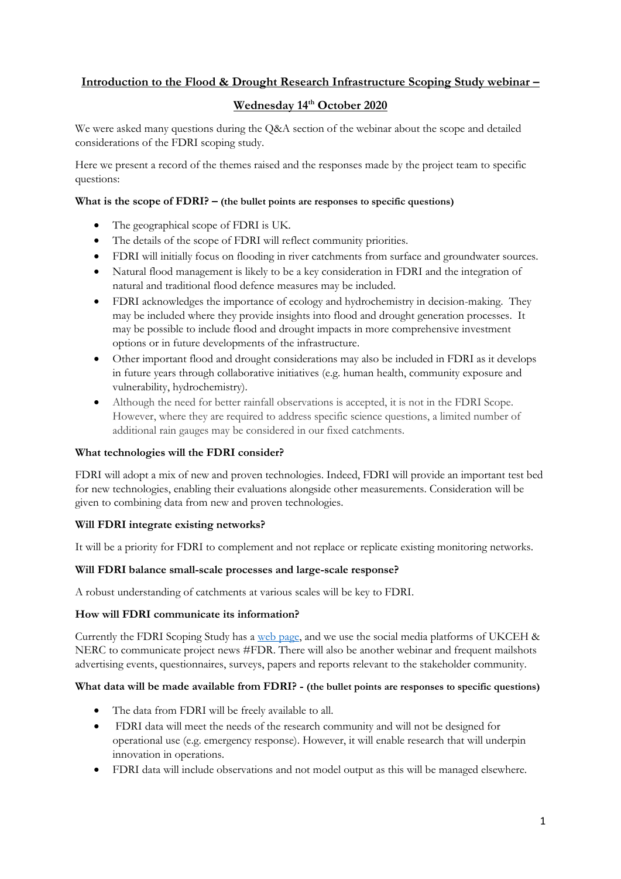# Introduction to the Flood & Drought Research Infrastructure Scoping Study webinar – Wednesday 14th October 2020

We were asked many questions during the Q&A section of the webinar about the scope and detailed considerations of the FDRI scoping study.

Here we present a record of the themes raised and the responses made by the project team to specific questions:

**What is the scope of FDRI? – (the bullet points are responses to specific questions)**

- The geographical scope of FDRI is UK.
- The details of the scope of FDRI will reflect community priorities.
- FDRI will initially focus on flooding in river catchments from surface and groundwater sources.
- Natural flood management is likely to be a key consideration in FDRI and the integration of natural and traditional flood defence measures may be included.
- FDRI acknowledges the importance of ecology and hydrochemistry in decision-making. They may be included where they provide insights into flood and drought generation processes. It may be possible to include flood and drought impacts in more comprehensive investment options or in future developments of the infrastructure.
- Other important flood and drought considerations may also be included in FDRI as it develops in future years through collaborative initiatives (e.g. human health, community exposure and vulnerability, hydrochemistry).
- Although the need for better rainfall observations is accepted, it is not in the FDRI Scope. However, where they are required to address specific science questions, a limited number of additional rain gauges may be considered in our fixed catchments.

**What technologies will the FDRI consider?**

FDRI will adopt a mix of new and proven technologies. Indeed, FDRI will provide an important test bed for new technologies, enabling their evaluations alongside other measurements. Consideration will be given to combining data from new and proven technologies.

**Will FDRI integrate existing networks?**

It will be a priority for FDRI to complement and not replace or replicate existing monitoring networks.

**Will FDRI balance small-scale processes and large-scale response?**

A robust understanding of catchments at various scales will be key to FDRI.

**How will FDRI communicate its information?**

Currently the FDRI Scoping Study has a web page, and we use the social media platforms of UKCEH & NERC to communicate project news #FDR. There will also be another webinar and frequent mailshots advertising events, questionnaires, surveys, papers and reports relevant to the stakeholder community.

**What data will be made available from FDRI? - (the bullet points are responses to specific questions)**

- The data from FDRI will be freely available to all.
- FDRI data will meet the needs of the research community and will not be designed for operational use (e.g. emergency response). However, it will enable research that will underpin innovation in operations.
- FDRI data will include observations and not model output as this will be managed elsewhere.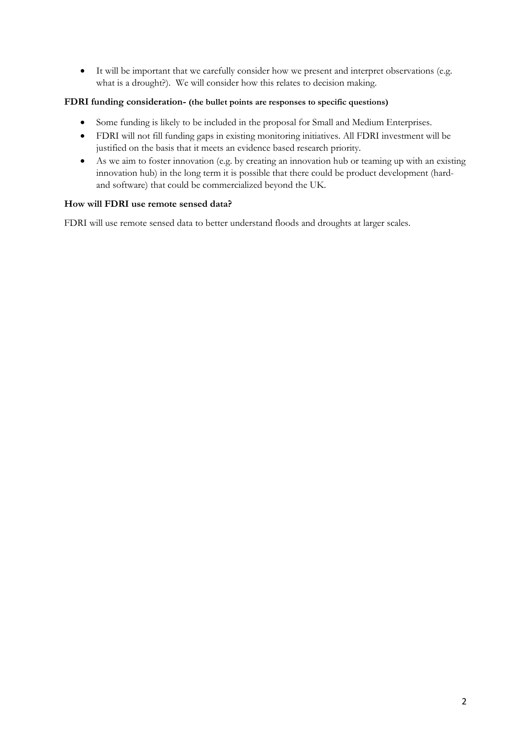- It will be important that we carefully consider how we present and interpret observations (e.g. what is a drought?). We will consider how this relates to decision making.

**FDRI funding consideration- (the bullet points are responses to specific questions)**

- Some funding is likely to be included in the proposal for Small and Medium Enterprises.
- FDRI will not fill funding gaps in existing monitoring initiatives. All FDRI investment will be justified on the basis that it meets an evidence based research priority.
- As we aim to foster innovation (e.g. by creating an innovation hub or teaming up with an existing innovation hub) in the long term it is possible that there could be product development (hard- and software) that could be commercialized beyond the UK.

**How will FDRI use remote sensed data?**

FDRI will use remote sensed data to better understand floods and droughts at larger scales.